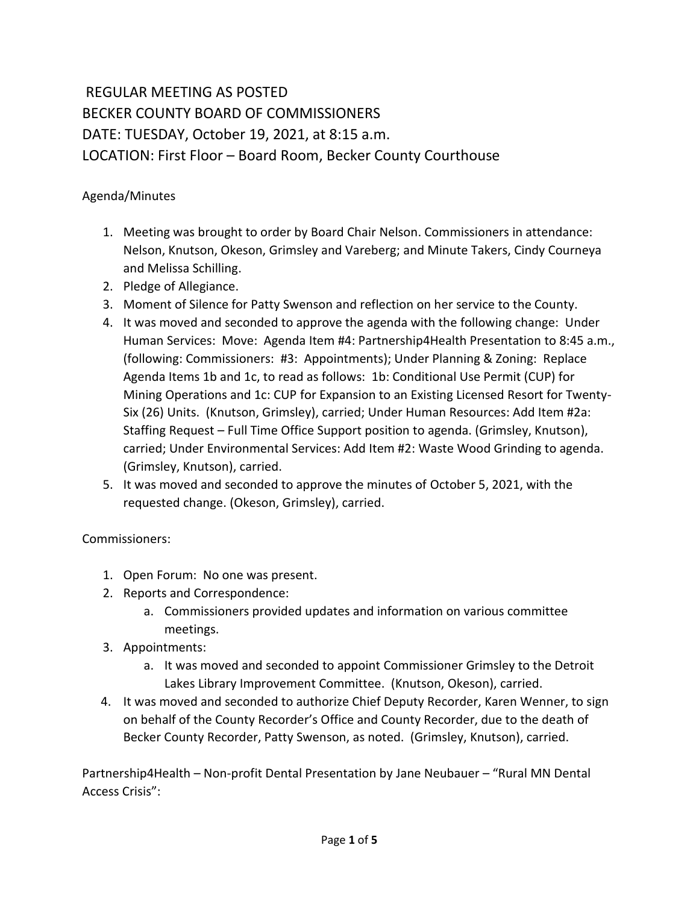REGULAR MEETING AS POSTED
BECKER COUNTY BOARD OF COMMISSIONERS
DATE: TUESDAY, October 19, 2021, at 8:15 a.m.
LOCATION: First Floor – Board Room, Becker County Courthouse

Agenda/Minutes

1. Meeting was brought to order by Board Chair Nelson. Commissioners in attendance: Nelson, Knutson, Okeson, Grimsley and Vareberg; and Minute Takers, Cindy Courneya and Melissa Schilling.
2. Pledge of Allegiance.
3. Moment of Silence for Patty Swenson and reflection on her service to the County.
4. It was moved and seconded to approve the agenda with the following change: Under Human Services: Move: Agenda Item #4: Partnership4Health Presentation to 8:45 a.m., (following: Commissioners: #3: Appointments); Under Planning & Zoning: Replace Agenda Items 1b and 1c, to read as follows: 1b: Conditional Use Permit (CUP) for Mining Operations and 1c: CUP for Expansion to an Existing Licensed Resort for Twenty-Six (26) Units. (Knutson, Grimsley), carried; Under Human Resources: Add Item #2a: Staffing Request – Full Time Office Support position to agenda. (Grimsley, Knutson), carried; Under Environmental Services: Add Item #2: Waste Wood Grinding to agenda. (Grimsley, Knutson), carried.
5. It was moved and seconded to approve the minutes of October 5, 2021, with the requested change. (Okeson, Grimsley), carried.

Commissioners:

1. Open Forum: No one was present.
2. Reports and Correspondence:
   a. Commissioners provided updates and information on various committee meetings.
3. Appointments:
   a. It was moved and seconded to appoint Commissioner Grimsley to the Detroit Lakes Library Improvement Committee. (Knutson, Okeson), carried.
4. It was moved and seconded to authorize Chief Deputy Recorder, Karen Wenner, to sign on behalf of the County Recorder's Office and County Recorder, due to the death of Becker County Recorder, Patty Swenson, as noted. (Grimsley, Knutson), carried.

Partnership4Health – Non-profit Dental Presentation by Jane Neubauer – "Rural MN Dental Access Crisis":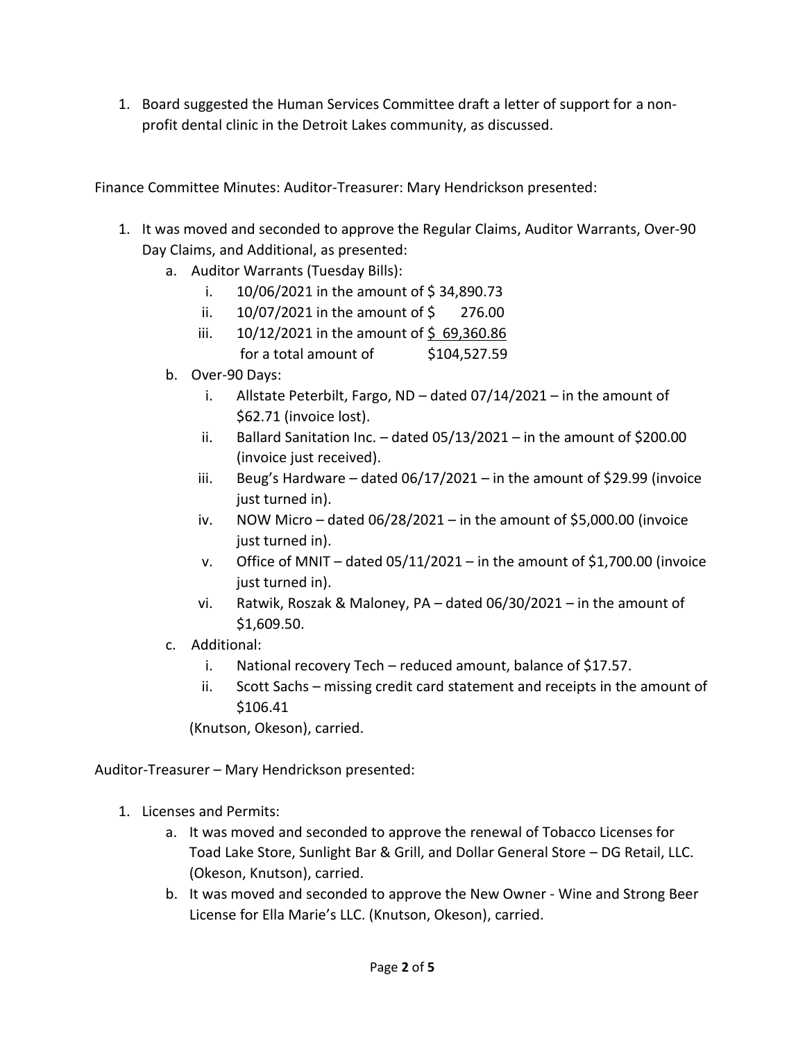1. Board suggested the Human Services Committee draft a letter of support for a non-profit dental clinic in the Detroit Lakes community, as discussed.

Finance Committee Minutes: Auditor-Treasurer: Mary Hendrickson presented:

1. It was moved and seconded to approve the Regular Claims, Auditor Warrants, Over-90 Day Claims, and Additional, as presented:
   a. Auditor Warrants (Tuesday Bills):
      i. 10/06/2021 in the amount of $ 34,890.73
      ii. 10/07/2021 in the amount of $ 276.00
      iii. 10/12/2021 in the amount of $ 69,360.86
      for a total amount of $104,527.59
   b. Over-90 Days:
      i. Allstate Peterbilt, Fargo, ND – dated 07/14/2021 – in the amount of $62.71 (invoice lost).
      ii. Ballard Sanitation Inc. – dated 05/13/2021 – in the amount of $200.00 (invoice just received).
      iii. Beug's Hardware – dated 06/17/2021 – in the amount of $29.99 (invoice just turned in).
      iv. NOW Micro – dated 06/28/2021 – in the amount of $5,000.00 (invoice just turned in).
      v. Office of MNIT – dated 05/11/2021 – in the amount of $1,700.00 (invoice just turned in).
      vi. Ratwik, Roszak & Maloney, PA – dated 06/30/2021 – in the amount of $1,609.50.
   c. Additional:
      i. National recovery Tech – reduced amount, balance of $17.57.
      ii. Scott Sachs – missing credit card statement and receipts in the amount of $106.41

   (Knutson, Okeson), carried.

Auditor-Treasurer – Mary Hendrickson presented:

1. Licenses and Permits:
   a. It was moved and seconded to approve the renewal of Tobacco Licenses for Toad Lake Store, Sunlight Bar & Grill, and Dollar General Store – DG Retail, LLC. (Okeson, Knutson), carried.
   b. It was moved and seconded to approve the New Owner - Wine and Strong Beer License for Ella Marie's LLC. (Knutson, Okeson), carried.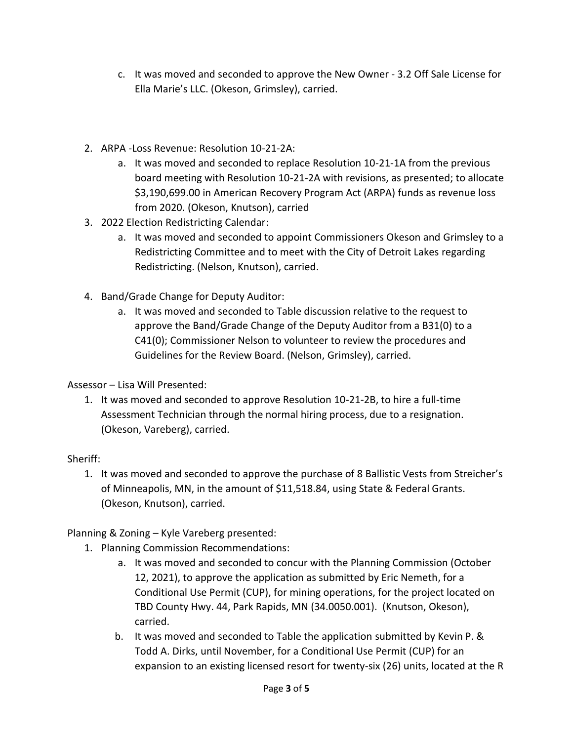c. It was moved and seconded to approve the New Owner - 3.2 Off Sale License for Ella Marie's LLC. (Okeson, Grimsley), carried.

2. ARPA -Loss Revenue: Resolution 10-21-2A:
   a. It was moved and seconded to replace Resolution 10-21-1A from the previous board meeting with Resolution 10-21-2A with revisions, as presented; to allocate $3,190,699.00 in American Recovery Program Act (ARPA) funds as revenue loss from 2020. (Okeson, Knutson), carried
3. 2022 Election Redistricting Calendar:
   a. It was moved and seconded to appoint Commissioners Okeson and Grimsley to a Redistricting Committee and to meet with the City of Detroit Lakes regarding Redistricting. (Nelson, Knutson), carried.
4. Band/Grade Change for Deputy Auditor:
   a. It was moved and seconded to Table discussion relative to the request to approve the Band/Grade Change of the Deputy Auditor from a B31(0) to a C41(0); Commissioner Nelson to volunteer to review the procedures and Guidelines for the Review Board. (Nelson, Grimsley), carried.

Assessor – Lisa Will Presented:

1. It was moved and seconded to approve Resolution 10-21-2B, to hire a full-time Assessment Technician through the normal hiring process, due to a resignation. (Okeson, Vareberg), carried.

Sheriff:

1. It was moved and seconded to approve the purchase of 8 Ballistic Vests from Streicher's of Minneapolis, MN, in the amount of $11,518.84, using State & Federal Grants. (Okeson, Knutson), carried.

Planning & Zoning – Kyle Vareberg presented:

1. Planning Commission Recommendations:
   a. It was moved and seconded to concur with the Planning Commission (October 12, 2021), to approve the application as submitted by Eric Nemeth, for a Conditional Use Permit (CUP), for mining operations, for the project located on TBD County Hwy. 44, Park Rapids, MN (34.0050.001). (Knutson, Okeson), carried.
   b. It was moved and seconded to Table the application submitted by Kevin P. & Todd A. Dirks, until November, for a Conditional Use Permit (CUP) for an expansion to an existing licensed resort for twenty-six (26) units, located at the R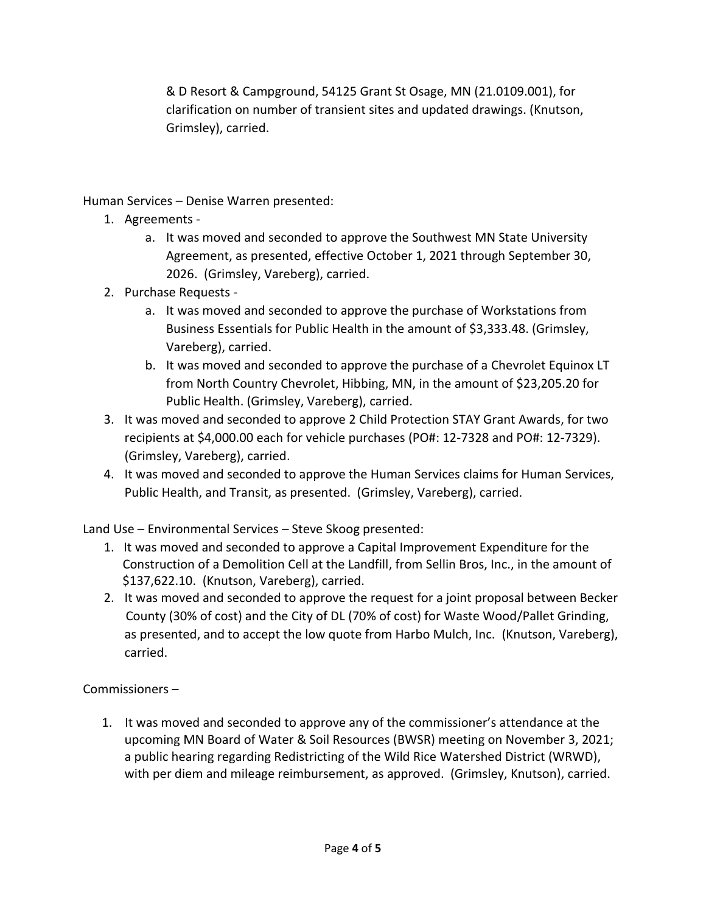& D Resort & Campground, 54125 Grant St Osage, MN (21.0109.001), for clarification on number of transient sites and updated drawings. (Knutson, Grimsley), carried.

Human Services – Denise Warren presented:

1. Agreements -
    a. It was moved and seconded to approve the Southwest MN State University Agreement, as presented, effective October 1, 2021 through September 30, 2026. (Grimsley, Vareberg), carried.
2. Purchase Requests -
    a. It was moved and seconded to approve the purchase of Workstations from Business Essentials for Public Health in the amount of $3,333.48. (Grimsley, Vareberg), carried.
    b. It was moved and seconded to approve the purchase of a Chevrolet Equinox LT from North Country Chevrolet, Hibbing, MN, in the amount of $23,205.20 for Public Health. (Grimsley, Vareberg), carried.
3. It was moved and seconded to approve 2 Child Protection STAY Grant Awards, for two recipients at $4,000.00 each for vehicle purchases (PO#: 12-7328 and PO#: 12-7329). (Grimsley, Vareberg), carried.
4. It was moved and seconded to approve the Human Services claims for Human Services, Public Health, and Transit, as presented. (Grimsley, Vareberg), carried.

Land Use – Environmental Services – Steve Skoog presented:

1. It was moved and seconded to approve a Capital Improvement Expenditure for the Construction of a Demolition Cell at the Landfill, from Sellin Bros, Inc., in the amount of $137,622.10. (Knutson, Vareberg), carried.
2. It was moved and seconded to approve the request for a joint proposal between Becker County (30% of cost) and the City of DL (70% of cost) for Waste Wood/Pallet Grinding, as presented, and to accept the low quote from Harbo Mulch, Inc. (Knutson, Vareberg), carried.

Commissioners –

1. It was moved and seconded to approve any of the commissioner's attendance at the upcoming MN Board of Water & Soil Resources (BWSR) meeting on November 3, 2021; a public hearing regarding Redistricting of the Wild Rice Watershed District (WRWD), with per diem and mileage reimbursement, as approved. (Grimsley, Knutson), carried.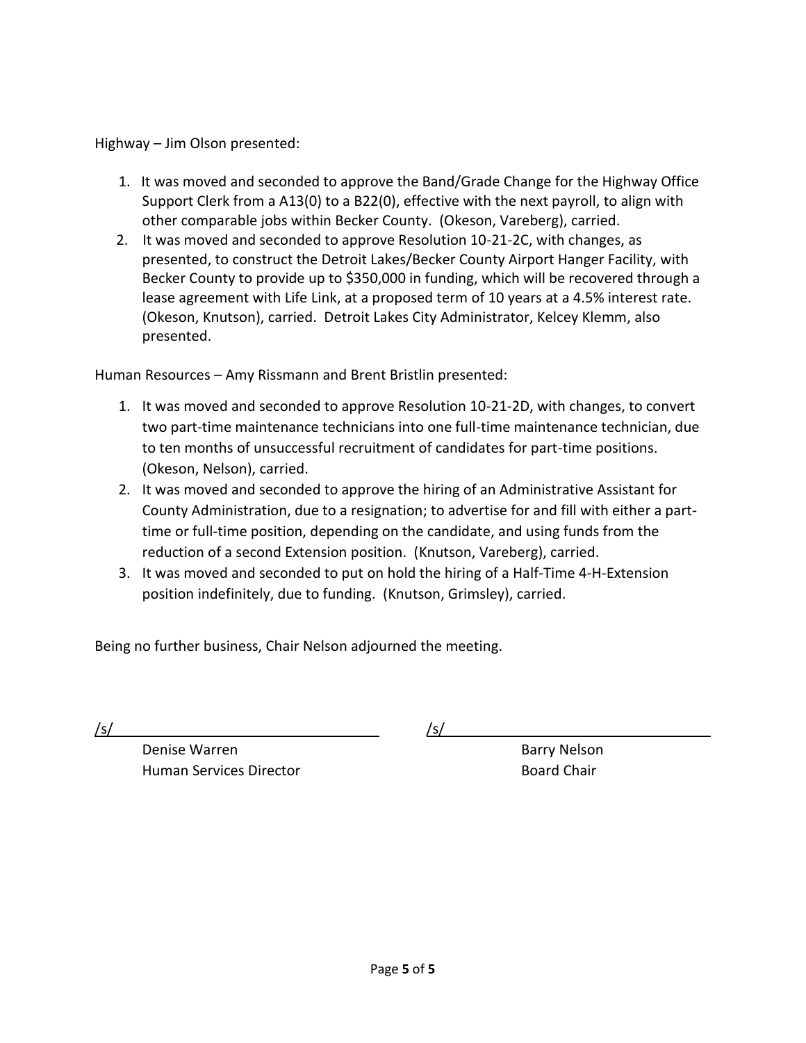Highway – Jim Olson presented:

1. It was moved and seconded to approve the Band/Grade Change for the Highway Office Support Clerk from a A13(0) to a B22(0), effective with the next payroll, to align with other comparable jobs within Becker County. (Okeson, Vareberg), carried.
2. It was moved and seconded to approve Resolution 10-21-2C, with changes, as presented, to construct the Detroit Lakes/Becker County Airport Hanger Facility, with Becker County to provide up to $350,000 in funding, which will be recovered through a lease agreement with Life Link, at a proposed term of 10 years at a 4.5% interest rate. (Okeson, Knutson), carried. Detroit Lakes City Administrator, Kelcey Klemm, also presented.

Human Resources – Amy Rissmann and Brent Bristlin presented:

1. It was moved and seconded to approve Resolution 10-21-2D, with changes, to convert two part-time maintenance technicians into one full-time maintenance technician, due to ten months of unsuccessful recruitment of candidates for part-time positions. (Okeson, Nelson), carried.
2. It was moved and seconded to approve the hiring of an Administrative Assistant for County Administration, due to a resignation; to advertise for and fill with either a part-time or full-time position, depending on the candidate, and using funds from the reduction of a second Extension position. (Knutson, Vareberg), carried.
3. It was moved and seconded to put on hold the hiring of a Half-Time 4-H-Extension position indefinitely, due to funding. (Knutson, Grimsley), carried.

Being no further business, Chair Nelson adjourned the meeting.

/s/

Denise Warren
Human Services Director

/s/

Barry Nelson
Board Chair